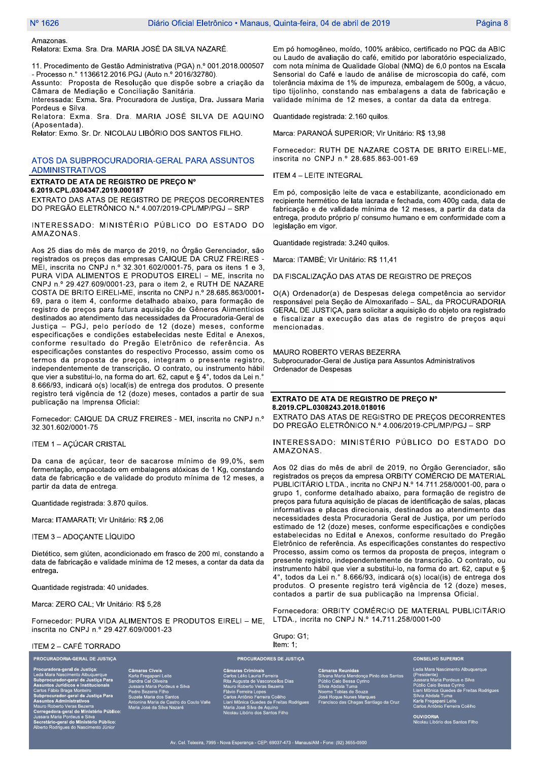Amazonas.
Relatora: Exma. Sra. Dra. MARIA JOSÉ DA SILVA NAZARÉ.

11. Procedimento de Gestão Administrativa (PGA) n.º 001.2018.000507 - Processo n.º 1136612.2016.PGJ (Auto n.º 2016/32780).
Assunto: Proposta de Resolução que dispõe sobre a criação da Câmara de Mediação e Conciliação Sanitária.
Interessada: Exma. Sra. Procuradora de Justiça, Dra. Jussara Maria Pordeus e Silva.
Relatora: Exma. Sra. Dra. MARIA JOSÉ SILVA DE AQUINO (Aposentada).
Relator: Exmo. Sr. Dr. NICOLAU LIBÓRIO DOS SANTOS FILHO.

## ATOS DA SUBPROCURADORIA-GERAL PARA ASSUNTOS ADMINISTRATIVOS

### EXTRATO DE ATA DE REGISTRO DE PREÇO Nº 6.2019.CPL.0304347.2019.000187

EXTRATO DAS ATAS DE REGISTRO DE PREÇOS DECORRENTES DO PREGÃO ELETRÔNICO N.º 4.007/2019-CPL/MP/PGJ – SRP

INTERESSADO: MINISTÉRIO PÚBLICO DO ESTADO DO AMAZONAS.

Aos 25 dias do mês de março de 2019, no Órgão Gerenciador, são registrados os preços das empresas CAIQUE DA CRUZ FREIRES - MEI, inscrita no CNPJ n.º 32.301.602/0001-75, para os itens 1 e 3, PURA VIDA ALIMENTOS E PRODUTOS EIRELI – ME, inscrita no CNPJ n.º 29.427.609/0001-23, para o item 2, e RUTH DE NAZARE COSTA DE BRITO EIRELI-ME, inscrita no CNPJ n.º 28.685.863/0001-69, para o item 4, conforme detalhado abaixo, para formação de registro de preços para futura aquisição de Gêneros Alimentícios destinados ao atendimento das necessidades da Procuradoria-Geral de Justiça – PGJ, pelo período de 12 (doze) meses, conforme especificações e condições estabelecidas neste Edital e Anexos, conforme resultado do Pregão Eletrônico de referência. As especificações constantes do respectivo Processo, assim como os termos da proposta de preços, integram o presente registro, independentemente de transcrição. O contrato, ou instrumento hábil que vier a substituí-lo, na forma do art. 62, caput e § 4°, todos da Lei n.° 8.666/93, indicará o(s) local(is) de entrega dos produtos. O presente registro terá vigência de 12 (doze) meses, contados a partir de sua publicação na Imprensa Oficial:

Fornecedor: CAIQUE DA CRUZ FREIRES - MEI, inscrita no CNPJ n.º 32.301.602/0001-75

ITEM 1 – AÇÚCAR CRISTAL

Da cana de açúcar, teor de sacarose mínimo de 99,0%, sem fermentação, empacotado em embalagens atóxicas de 1 Kg, constando data de fabricação e de validade do produto mínima de 12 meses, a partir da data de entrega.

Quantidade registrada: 3.870 quilos.

Marca: ITAMARATI; Vlr Unitário: R$ 2,06

ITEM 3 – ADOÇANTE LÍQUIDO

Dietético, sem glúten, acondicionado em frasco de 200 ml, constando a data de fabricação e validade mínima de 12 meses, a contar da data da entrega.

Quantidade registrada: 40 unidades.

Marca: ZERO CAL; Vlr Unitário: R$ 5,28

Fornecedor: PURA VIDA ALIMENTOS E PRODUTOS EIRELI – ME, inscrita no CNPJ n.º 29.427.609/0001-23

ITEM 2 – CAFÉ TORRADO

Em pó homogêneo, moído, 100% arábico, certificado no PQC da ABIC ou Laudo de avaliação do café, emitido por laboratório especializado, com nota mínima de Qualidade Global (NMQ) de 6,0 pontos na Escala Sensorial do Café e laudo de microscopia do café, com tolerância máxima de 1% de impureza, embalagem de 500g, a vácuo, tipo tijolinho, constando nas embalagens a data de fabricação e validade mínima de 12 meses, a contar da data da entrega.

Quantidade registrada: 2.160 quilos.

Marca: PARANOÁ SUPERIOR; Vlr Unitário: R$ 13,98

Fornecedor: RUTH DE NAZARE COSTA DE BRITO EIRELI-ME, inscrita no CNPJ n.º 28.685.863-001-69

ITEM 4 – LEITE INTEGRAL

Em pó, composição leite de vaca e estabilizante, acondicionado em recipiente hermético de lata lacrada e fechada, com 400g cada, data de fabricação e de validade mínima de 12 meses, a partir da data da entrega, produto próprio p/ consumo humano e em conformidade com a legislação em vigor.

Quantidade registrada: 3.240 quilos.

Marca: ITAMBÉ; Vlr Unitário: R$ 11,41

DA FISCALIZAÇÃO DAS ATAS DE REGISTRO DE PREÇOS

O(A) Ordenador(a) de Despesas delega competência ao servidor responsável pela Seção de Almoxarifado – SAL, da PROCURADORIA GERAL DE JUSTIÇA, para solicitar a aquisição do objeto ora registrado e fiscalizar a execução das atas de registro de preços aqui mencionadas.

MAURO ROBERTO VERAS BEZERRA
Subprocurador-Geral de Justiça para Assuntos Administrativos
Ordenador de Despesas

### EXTRATO DE ATA DE REGISTRO DE PREÇO Nº 8.2019.CPL.0308243.2018.018016

EXTRATO DAS ATAS DE REGISTRO DE PREÇOS DECORRENTES DO PREGÃO ELETRÔNICO N.º 4.006/2019-CPL/MP/PGJ – SRP

INTERESSADO: MINISTÉRIO PÚBLICO DO ESTADO DO AMAZONAS.

Aos 02 dias do mês de abril de 2019, no Órgão Gerenciador, são registrados os preços da empresa ORBITY COMÉRCIO DE MATERIAL PUBLICITÁRIO LTDA., incrita no CNPJ N.º 14.711.258/0001-00, para o grupo 1, conforme detalhado abaixo, para formação de registro de preços para futura aquisição de placas de identificação de salas, placas informativas e placas direcionais, destinados ao atendimento das necessidades desta Procuradoria Geral de Justiça, por um período estimado de 12 (doze) meses, conforme especificações e condições estabelecidas no Edital e Anexos, conforme resultado do Pregão Eletrônico de referência. As especificações constantes do respectivo Processo, assim como os termos da proposta de preços, integram o presente registro, independentemente de transcrição. O contrato, ou instrumento hábil que vier a substituí-lo, na forma do art. 62, caput e § 4°, todos da Lei n.° 8.666/93, indicará o(s) local(is) de entrega dos produtos. O presente registro terá vigência de 12 (doze) meses, contados a partir de sua publicação na Imprensa Oficial.

Fornecedora: ORBITY COMÉRCIO DE MATERIAL PUBLICITÁRIO LTDA., incrita no CNPJ N.º 14.711.258/0001-00

Grupo: G1;
Item: 1;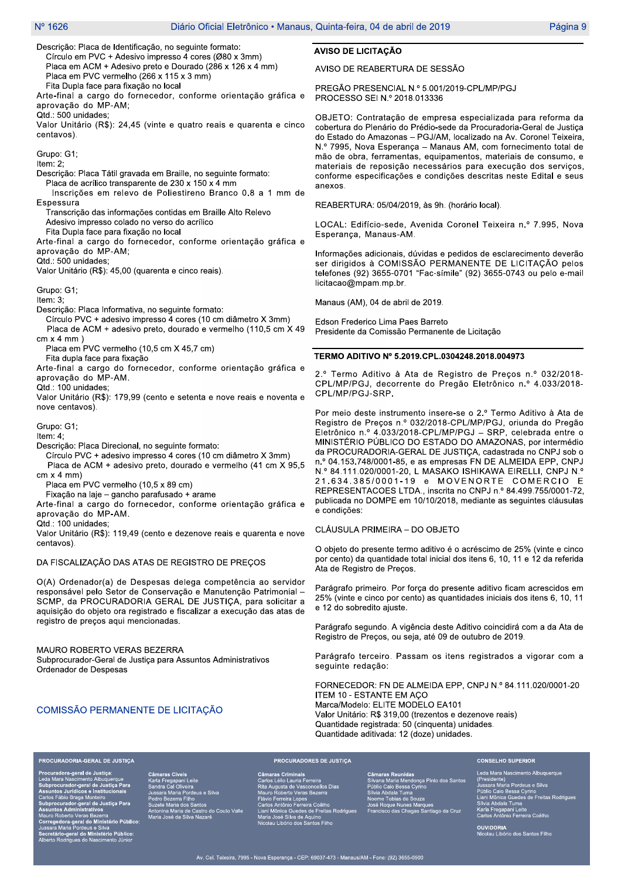Descrição: Placa de Identificação, no seguinte formato:
Círculo em PVC + Adesivo impresso 4 cores (Ø80 x 3mm)
Placa em ACM + Adesivo preto e Dourado (286 x 126 x 4 mm)
Placa em PVC vermelho (266 x 115 x 3 mm)
Fita Dupla face para fixação no local
Arte-final a cargo do fornecedor, conforme orientação gráfica e aprovação do MP-AM;
Qtd.: 500 unidades;
Valor Unitário (R$): 24,45 (vinte e quatro reais e quarenta e cinco centavos).

Grupo: G1;
Item: 2;
Descrição: Placa Tátil gravada em Braille, no seguinte formato:
Placa de acrílico transparente de 230 x 150 x 4 mm
Inscrições em relevo de Poliestireno Branco 0.8 a 1 mm de Espessura
Transcrição das informações contidas em Braille Alto Relevo
Adesivo impresso colado no verso do acrílico
Fita Dupla face para fixação no local
Arte-final a cargo do fornecedor, conforme orientação gráfica e aprovação do MP-AM;
Qtd.: 500 unidades;
Valor Unitário (R$): 45,00 (quarenta e cinco reais).

Grupo: G1;
Item: 3;
Descrição: Placa Informativa, no seguinte formato:
Círculo PVC + adesivo impresso 4 cores (10 cm diâmetro X 3mm)
Placa de ACM + adesivo preto, dourado e vermelho (110,5 cm X 49 cm x 4 mm )
Placa em PVC vermelho (10,5 cm X 45,7 cm)
Fita dupla face para fixação
Arte-final a cargo do fornecedor, conforme orientação gráfica e aprovação do MP-AM.
Qtd.: 100 unidades;
Valor Unitário (R$): 179,99 (cento e setenta e nove reais e noventa e nove centavos).

Grupo: G1;
Item: 4;
Descrição: Placa Direcional, no seguinte formato:
Círculo PVC + adesivo impresso 4 cores (10 cm diâmetro X 3mm)
Placa de ACM + adesivo preto, dourado e vermelho (41 cm X 95,5 cm x 4 mm)
Placa em PVC vermelho (10,5 x 89 cm)
Fixação na laje – gancho parafusado + arame
Arte-final a cargo do fornecedor, conforme orientação gráfica e aprovação do MP-AM.
Qtd.: 100 unidades;
Valor Unitário (R$): 119,49 (cento e dezenove reais e quarenta e nove centavos).

DA FISCALIZAÇÃO DAS ATAS DE REGISTRO DE PREÇOS

O(A) Ordenador(a) de Despesas delega competência ao servidor responsável pelo Setor de Conservação e Manutenção Patrimonial – SCMP, da PROCURADORIA GERAL DE JUSTIÇA, para solicitar a aquisição do objeto ora registrado e fiscalizar a execução das atas de registro de preços aqui mencionadas.

MAURO ROBERTO VERAS BEZERRA
Subprocurador-Geral de Justiça para Assuntos Administrativos
Ordenador de Despesas

## COMISSÃO PERMANENTE DE LICITAÇÃO

### AVISO DE LICITAÇÃO

AVISO DE REABERTURA DE SESSÃO

PREGÃO PRESENCIAL N.º 5.001/2019-CPL/MP/PGJ
PROCESSO SEI N.º 2018.013336

OBJETO: Contratação de empresa especializada para reforma da cobertura do Plenário do Prédio-sede da Procuradoria-Geral de Justiça do Estado do Amazonas – PGJ/AM, localizado na Av. Coronel Teixeira, N.º 7995, Nova Esperança – Manaus AM, com fornecimento total de mão de obra, ferramentas, equipamentos, materiais de consumo, e materiais de reposição necessários para execução dos serviços, conforme especificações e condições descritas neste Edital e seus anexos.

REABERTURA: 05/04/2019, às 9h. (horário local).

LOCAL: Edifício-sede, Avenida Coronel Teixeira n.º 7.995, Nova Esperança, Manaus-AM.

Informações adicionais, dúvidas e pedidos de esclarecimento deverão ser dirigidos à COMISSÃO PERMANENTE DE LICITAÇÃO pelos telefones (92) 3655-0701 "Fac-símile" (92) 3655-0743 ou pelo e-mail licitacao@mpam.mp.br.

Manaus (AM), 04 de abril de 2019.

Edson Frederico Lima Paes Barreto
Presidente da Comissão Permanente de Licitação

### TERMO ADITIVO Nº 5.2019.CPL.0304248.2018.004973

2.º Termo Aditivo à Ata de Registro de Preços n.º 032/2018-CPL/MP/PGJ, decorrente do Pregão Eletrônico n.º 4.033/2018-CPL/MP/PGJ-SRP.

Por meio deste instrumento insere-se o 2.º Termo Aditivo à Ata de Registro de Preços n.º 032/2018-CPL/MP/PGJ, oriunda do Pregão Eletrônico n.º 4.033/2018-CPL/MP/PGJ – SRP, celebrada entre o MINISTÉRIO PÚBLICO DO ESTADO DO AMAZONAS, por intermédio da PROCURADORIA-GERAL DE JUSTIÇA, cadastrada no CNPJ sob o n.º 04.153.748/0001-85, e as empresas FN DE ALMEIDA EPP, CNPJ N.º 84.111.020/0001-20, L MASAKO ISHIKAWA EIRELLI, CNPJ N.º 21.634.385/0001-19 e MOVENORTE COMERCIO E REPRESENTACOES LTDA., inscrita no CNPJ n.º 84.499.755/0001-72, publicada no DOMPE em 10/10/2018, mediante as seguintes cláusulas e condições:

CLÁUSULA PRIMEIRA – DO OBJETO

O objeto do presente termo aditivo é o acréscimo de 25% (vinte e cinco por cento) da quantidade total inicial dos itens 6, 10, 11 e 12 da referida Ata de Registro de Preços.

Parágrafo primeiro. Por força do presente aditivo ficam acrescidos em 25% (vinte e cinco por cento) as quantidades iniciais dos itens 6, 10, 11 e 12 do sobredito ajuste.

Parágrafo segundo. A vigência deste Aditivo coincidirá com a da Ata de Registro de Preços, ou seja, até 09 de outubro de 2019.

Parágrafo terceiro. Passam os itens registrados a vigorar com a seguinte redação:

FORNECEDOR: FN DE ALMEIDA EPP, CNPJ N.º 84.111.020/0001-20
ITEM 10 - ESTANTE EM AÇO
Marca/Modelo: ELITE MODELO EA101
Valor Unitário: R$ 319,00 (trezentos e dezenove reais)
Quantidade registrada: 50 (cinquenta) unidades.
Quantidade aditivada: 12 (doze) unidades.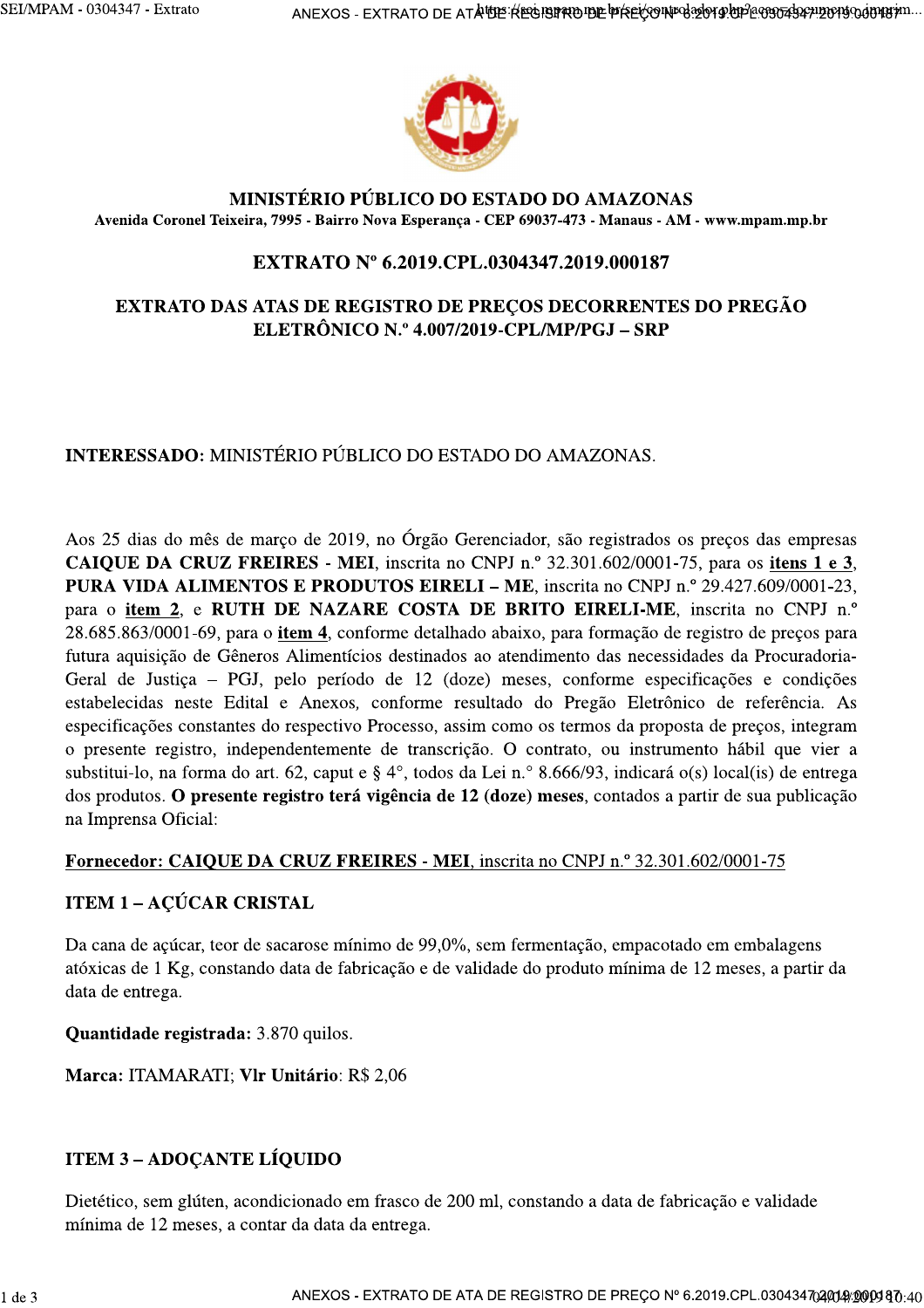# MINISTÉRIO PÚBLICO DO ESTADO DO AMAZONAS

**Avenida Coronel Teixeira, 7995 - Bairro Nova Esperança - CEP 69037-473 - Manaus - AM - www.mpam.mp.br**

## EXTRATO Nº 6.2019.CPL.0304347.2019.000187

## EXTRATO DAS ATAS DE REGISTRO DE PREÇOS DECORRENTES DO PREGÃO ELETRÔNICO N.º 4.007/2019-CPL/MP/PGJ – SRP

**INTERESSADO:** MINISTÉRIO PÚBLICO DO ESTADO DO AMAZONAS.

Aos 25 dias do mês de março de 2019, no Órgão Gerenciador, são registrados os preços das empresas **CAIQUE DA CRUZ FREIRES - MEI**, inscrita no CNPJ n.º 32.301.602/0001-75, para os **itens 1 e 3**, **PURA VIDA ALIMENTOS E PRODUTOS EIRELI – ME**, inscrita no CNPJ n.º 29.427.609/0001-23, para o **item 2**, e **RUTH DE NAZARE COSTA DE BRITO EIRELI-ME**, inscrita no CNPJ n.º 28.685.863/0001-69, para o **item 4**, conforme detalhado abaixo, para formação de registro de preços para futura aquisição de Gêneros Alimentícios destinados ao atendimento das necessidades da Procuradoria-Geral de Justiça – PGJ, pelo período de 12 (doze) meses, conforme especificações e condições estabelecidas neste Edital e Anexos, conforme resultado do Pregão Eletrônico de referência. As especificações constantes do respectivo Processo, assim como os termos da proposta de preços, integram o presente registro, independentemente de transcrição. O contrato, ou instrumento hábil que vier a substitui-lo, na forma do art. 62, caput e § 4°, todos da Lei n.° 8.666/93, indicará o(s) local(is) de entrega dos produtos. **O presente registro terá vigência de 12 (doze) meses**, contados a partir de sua publicação na Imprensa Oficial:

**Fornecedor: CAIQUE DA CRUZ FREIRES - MEI**, inscrita no CNPJ n.º 32.301.602/0001-75

### ITEM 1 – AÇÚCAR CRISTAL

Da cana de açúcar, teor de sacarose mínimo de 99,0%, sem fermentação, empacotado em embalagens atóxicas de 1 Kg, constando data de fabricação e de validade do produto mínima de 12 meses, a partir da data de entrega.

**Quantidade registrada:** 3.870 quilos.

**Marca:** ITAMARATI; **Vlr Unitário**: R$ 2,06

### ITEM 3 – ADOÇANTE LÍQUIDO

Dietético, sem glúten, acondicionado em frasco de 200 ml, constando a data de fabricação e validade mínima de 12 meses, a contar da data da entrega.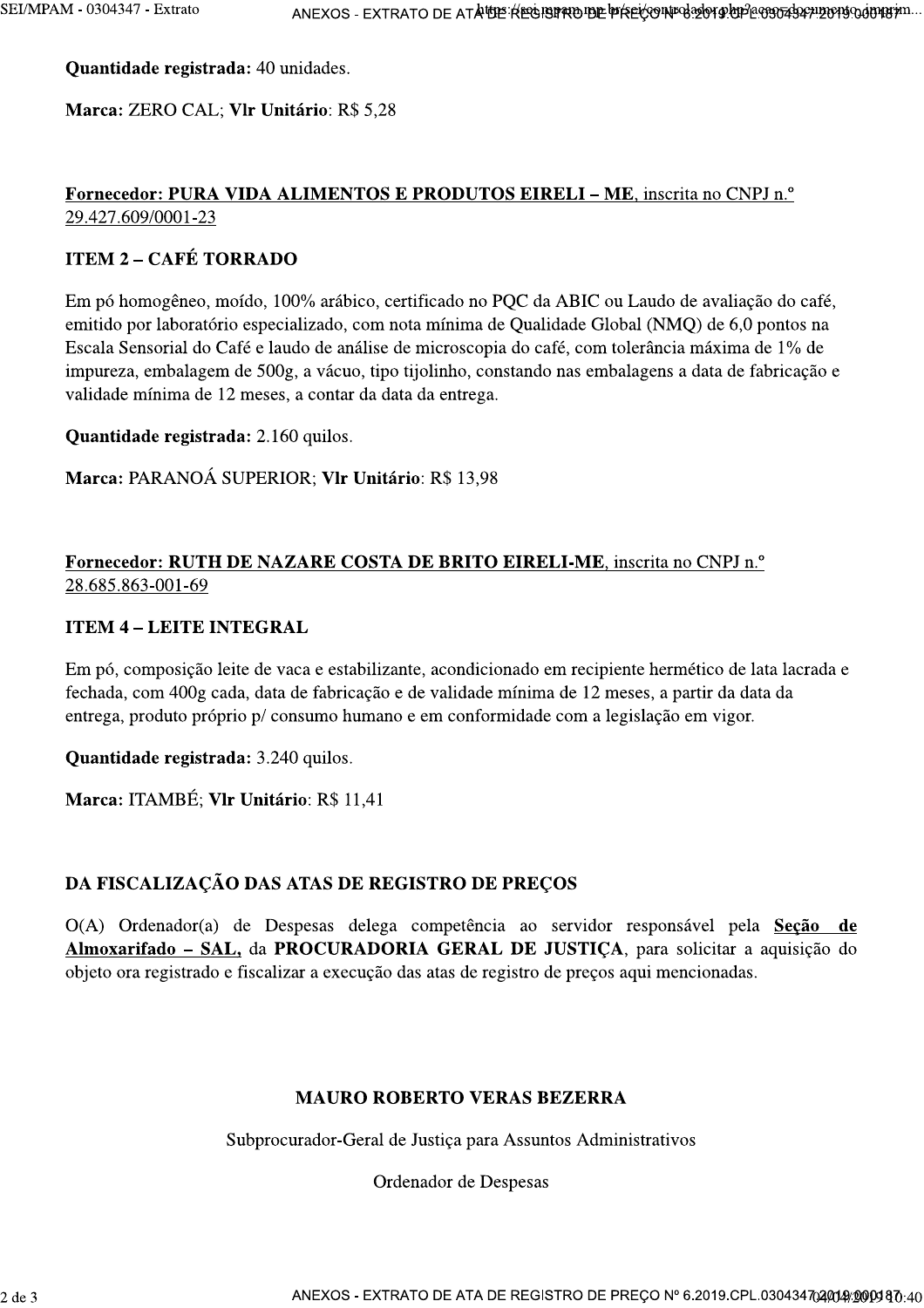**Quantidade registrada:** 40 unidades.

**Marca:** ZERO CAL; **Vlr Unitário**: R$ 5,28

**Fornecedor: PURA VIDA ALIMENTOS E PRODUTOS EIRELI – ME**, inscrita no CNPJ n.º 29.427.609/0001-23

**ITEM 2 – CAFÉ TORRADO**

Em pó homogêneo, moído, 100% arábico, certificado no PQC da ABIC ou Laudo de avaliação do café, emitido por laboratório especializado, com nota mínima de Qualidade Global (NMQ) de 6,0 pontos na Escala Sensorial do Café e laudo de análise de microscopia do café, com tolerância máxima de 1% de impureza, embalagem de 500g, a vácuo, tipo tijolinho, constando nas embalagens a data de fabricação e validade mínima de 12 meses, a contar da data da entrega.

**Quantidade registrada:** 2.160 quilos.

**Marca:** PARANOÁ SUPERIOR; **Vlr Unitário**: R$ 13,98

**Fornecedor: RUTH DE NAZARE COSTA DE BRITO EIRELI-ME**, inscrita no CNPJ n.º 28.685.863-001-69

**ITEM 4 – LEITE INTEGRAL**

Em pó, composição leite de vaca e estabilizante, acondicionado em recipiente hermético de lata lacrada e fechada, com 400g cada, data de fabricação e de validade mínima de 12 meses, a partir da data da entrega, produto próprio p/ consumo humano e em conformidade com a legislação em vigor.

**Quantidade registrada:** 3.240 quilos.

**Marca:** ITAMBÉ; **Vlr Unitário**: R$ 11,41

**DA FISCALIZAÇÃO DAS ATAS DE REGISTRO DE PREÇOS**

O(A) Ordenador(a) de Despesas delega competência ao servidor responsável pela **Seção de Almoxarifado – SAL,** da **PROCURADORIA GERAL DE JUSTIÇA**, para solicitar a aquisição do objeto ora registrado e fiscalizar a execução das atas de registro de preços aqui mencionadas.

**MAURO ROBERTO VERAS BEZERRA**

Subprocurador-Geral de Justiça para Assuntos Administrativos

Ordenador de Despesas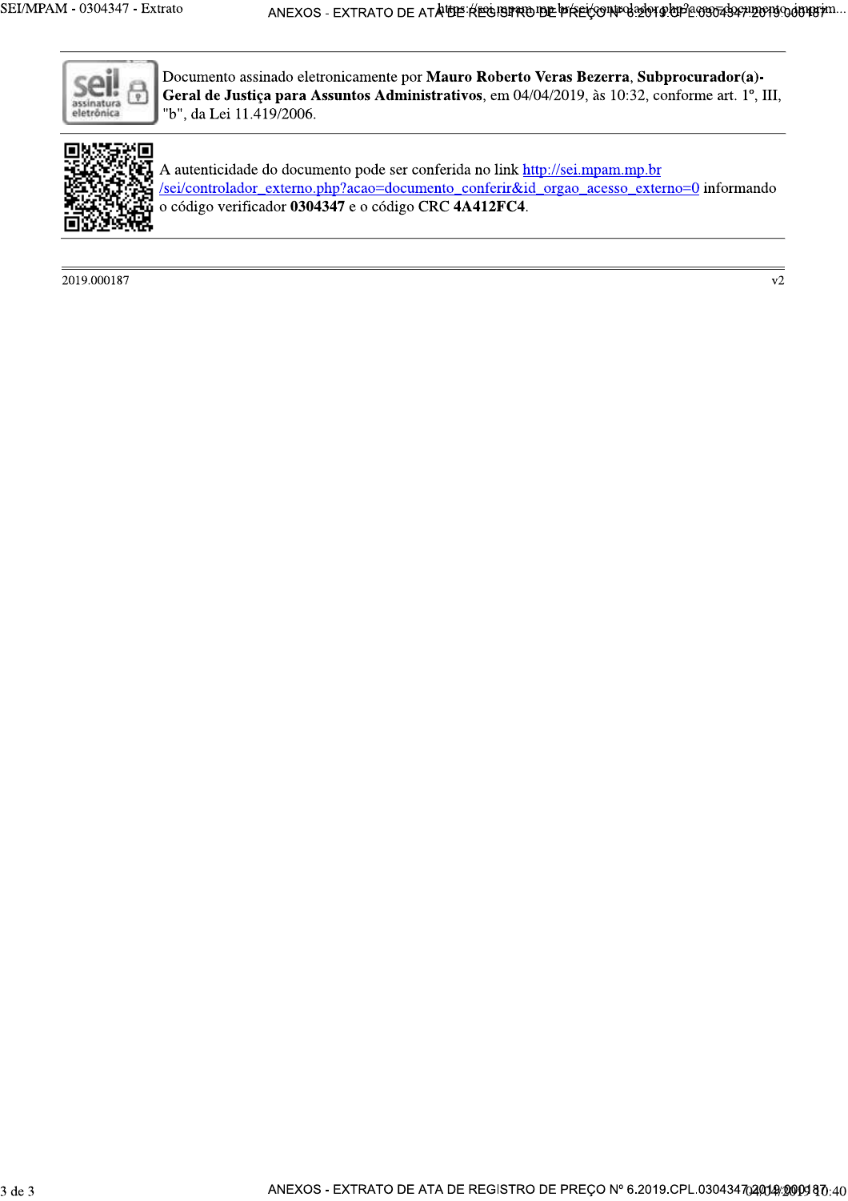Documento assinado eletronicamente por **Mauro Roberto Veras Bezerra**, **Subprocurador(a)-Geral de Justiça para Assuntos Administrativos**, em 04/04/2019, às 10:32, conforme art. 1º, III, "b", da Lei 11.419/2006.

A autenticidade do documento pode ser conferida no link http://sei.mpam.mp.br/sei/controlador_externo.php?acao=documento_conferir&id_orgao_acesso_externo=0 informando o código verificador **0304347** e o código CRC **4A412FC4**.

---

2019.000187 v2